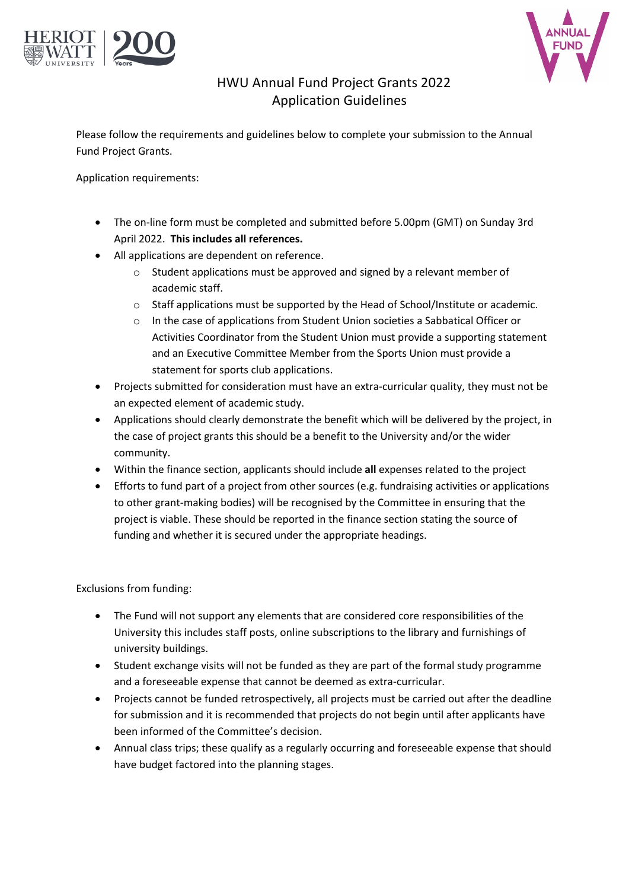# HWU Annual Fund Project Grants 2022
## Application Guidelines

Please follow the requirements and guidelines below to complete your submission to the Annual Fund Project Grants.

Application requirements:

- The on-line form must be completed and submitted before 5.00pm (GMT) on Sunday 3rd April 2022. **This includes all references.**
- All applications are dependent on reference.
  - Student applications must be approved and signed by a relevant member of academic staff.
  - Staff applications must be supported by the Head of School/Institute or academic.
  - In the case of applications from Student Union societies a Sabbatical Officer or Activities Coordinator from the Student Union must provide a supporting statement and an Executive Committee Member from the Sports Union must provide a statement for sports club applications.
- Projects submitted for consideration must have an extra-curricular quality, they must not be an expected element of academic study.
- Applications should clearly demonstrate the benefit which will be delivered by the project, in the case of project grants this should be a benefit to the University and/or the wider community.
- Within the finance section, applicants should include **all** expenses related to the project
- Efforts to fund part of a project from other sources (e.g. fundraising activities or applications to other grant-making bodies) will be recognised by the Committee in ensuring that the project is viable. These should be reported in the finance section stating the source of funding and whether it is secured under the appropriate headings.

Exclusions from funding:

- The Fund will not support any elements that are considered core responsibilities of the University this includes staff posts, online subscriptions to the library and furnishings of university buildings.
- Student exchange visits will not be funded as they are part of the formal study programme and a foreseeable expense that cannot be deemed as extra-curricular.
- Projects cannot be funded retrospectively, all projects must be carried out after the deadline for submission and it is recommended that projects do not begin until after applicants have been informed of the Committee's decision.
- Annual class trips; these qualify as a regularly occurring and foreseeable expense that should have budget factored into the planning stages.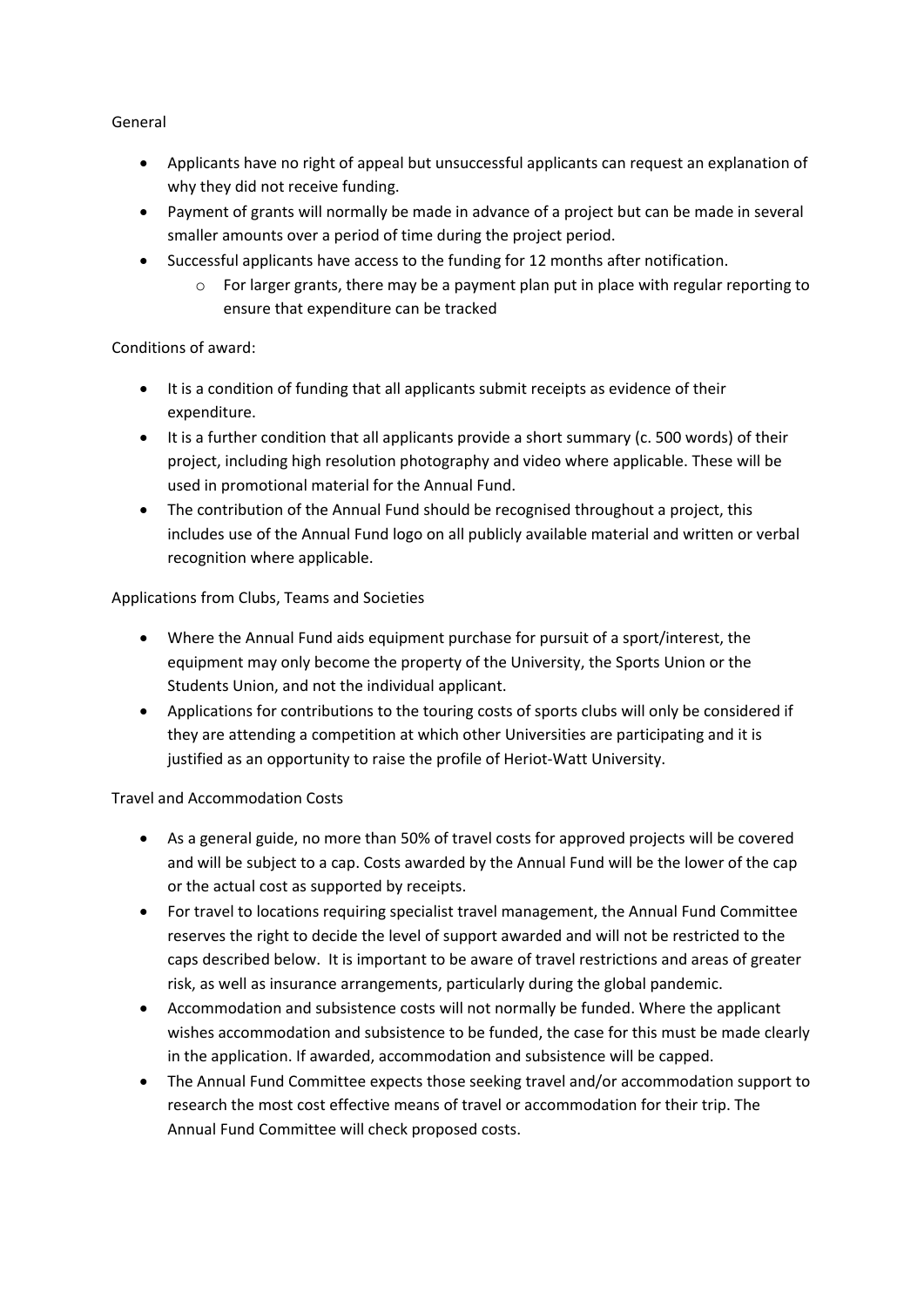General

- Applicants have no right of appeal but unsuccessful applicants can request an explanation of why they did not receive funding.
- Payment of grants will normally be made in advance of a project but can be made in several smaller amounts over a period of time during the project period.
- Successful applicants have access to the funding for 12 months after notification.
    - For larger grants, there may be a payment plan put in place with regular reporting to ensure that expenditure can be tracked

Conditions of award:

- It is a condition of funding that all applicants submit receipts as evidence of their expenditure.
- It is a further condition that all applicants provide a short summary (c. 500 words) of their project, including high resolution photography and video where applicable. These will be used in promotional material for the Annual Fund.
- The contribution of the Annual Fund should be recognised throughout a project, this includes use of the Annual Fund logo on all publicly available material and written or verbal recognition where applicable.

Applications from Clubs, Teams and Societies

- Where the Annual Fund aids equipment purchase for pursuit of a sport/interest, the equipment may only become the property of the University, the Sports Union or the Students Union, and not the individual applicant.
- Applications for contributions to the touring costs of sports clubs will only be considered if they are attending a competition at which other Universities are participating and it is justified as an opportunity to raise the profile of Heriot-Watt University.

Travel and Accommodation Costs

- As a general guide, no more than 50% of travel costs for approved projects will be covered and will be subject to a cap. Costs awarded by the Annual Fund will be the lower of the cap or the actual cost as supported by receipts.
- For travel to locations requiring specialist travel management, the Annual Fund Committee reserves the right to decide the level of support awarded and will not be restricted to the caps described below. It is important to be aware of travel restrictions and areas of greater risk, as well as insurance arrangements, particularly during the global pandemic.
- Accommodation and subsistence costs will not normally be funded. Where the applicant wishes accommodation and subsistence to be funded, the case for this must be made clearly in the application. If awarded, accommodation and subsistence will be capped.
- The Annual Fund Committee expects those seeking travel and/or accommodation support to research the most cost effective means of travel or accommodation for their trip. The Annual Fund Committee will check proposed costs.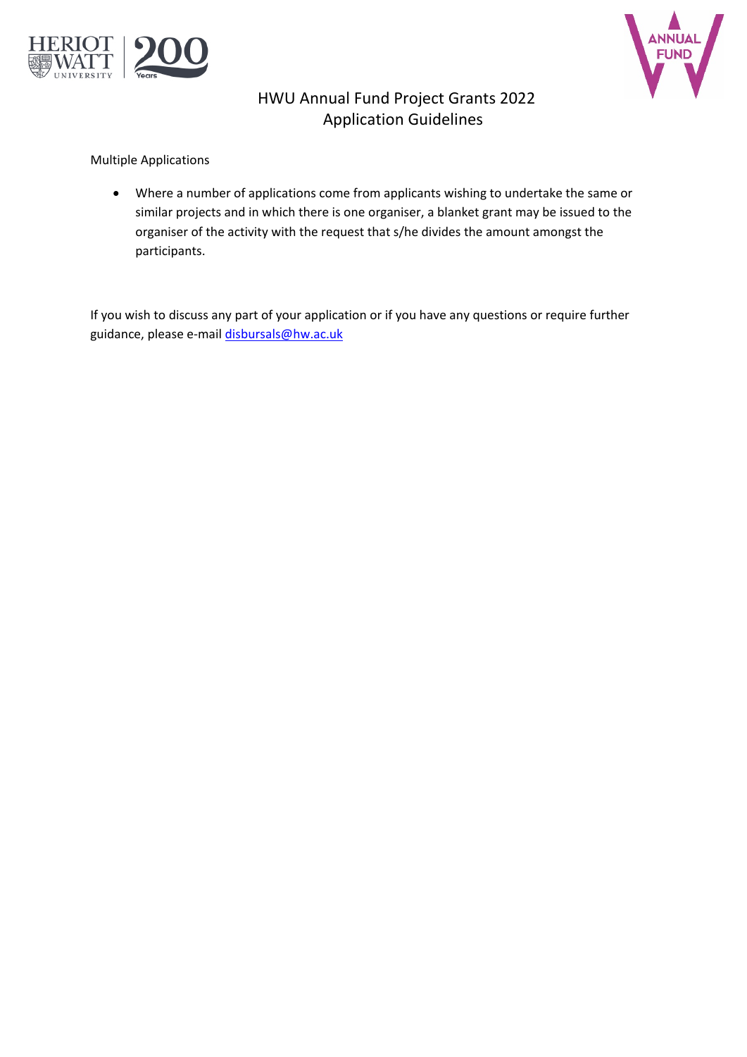Multiple Applications

- Where a number of applications come from applicants wishing to undertake the same or similar projects and in which there is one organiser, a blanket grant may be issued to the organiser of the activity with the request that s/he divides the amount amongst the participants.

If you wish to discuss any part of your application or if you have any questions or require further guidance, please e-mail disbursals@hw.ac.uk